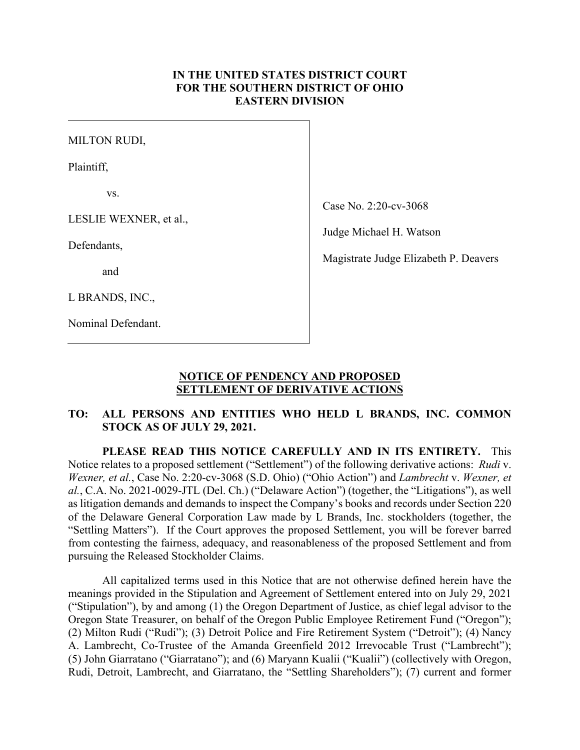**IN THE UNITED STATES DISTRICT COURT**
**FOR THE SOUTHERN DISTRICT OF OHIO**
**EASTERN DIVISION**

| | |
|---|---|
| MILTON RUDI,<br><br>Plaintiff,<br><br>vs.<br><br>LESLIE WEXNER, et al.,<br><br>Defendants,<br><br>and<br><br>L BRANDS, INC.,<br><br>Nominal Defendant. | Case No. 2:20-cv-3068<br><br>Judge Michael H. Watson<br><br>Magistrate Judge Elizabeth P. Deavers |

**NOTICE OF PENDENCY AND PROPOSED SETTLEMENT OF DERIVATIVE ACTIONS**

**TO: ALL PERSONS AND ENTITIES WHO HELD L BRANDS, INC. COMMON STOCK AS OF JULY 29, 2021.**

**PLEASE READ THIS NOTICE CAREFULLY AND IN ITS ENTIRETY.** This Notice relates to a proposed settlement ("Settlement") of the following derivative actions: *Rudi* v. *Wexner, et al.*, Case No. 2:20-cv-3068 (S.D. Ohio) ("Ohio Action") and *Lambrecht* v. *Wexner, et al.*, C.A. No. 2021-0029-JTL (Del. Ch.) ("Delaware Action") (together, the "Litigations"), as well as litigation demands and demands to inspect the Company's books and records under Section 220 of the Delaware General Corporation Law made by L Brands, Inc. stockholders (together, the "Settling Matters"). If the Court approves the proposed Settlement, you will be forever barred from contesting the fairness, adequacy, and reasonableness of the proposed Settlement and from pursuing the Released Stockholder Claims.

All capitalized terms used in this Notice that are not otherwise defined herein have the meanings provided in the Stipulation and Agreement of Settlement entered into on July 29, 2021 ("Stipulation"), by and among (1) the Oregon Department of Justice, as chief legal advisor to the Oregon State Treasurer, on behalf of the Oregon Public Employee Retirement Fund ("Oregon"); (2) Milton Rudi ("Rudi"); (3) Detroit Police and Fire Retirement System ("Detroit"); (4) Nancy A. Lambrecht, Co-Trustee of the Amanda Greenfield 2012 Irrevocable Trust ("Lambrecht"); (5) John Giarratano ("Giarratano"); and (6) Maryann Kualii ("Kualii") (collectively with Oregon, Rudi, Detroit, Lambrecht, and Giarratano, the "Settling Shareholders"); (7) current and former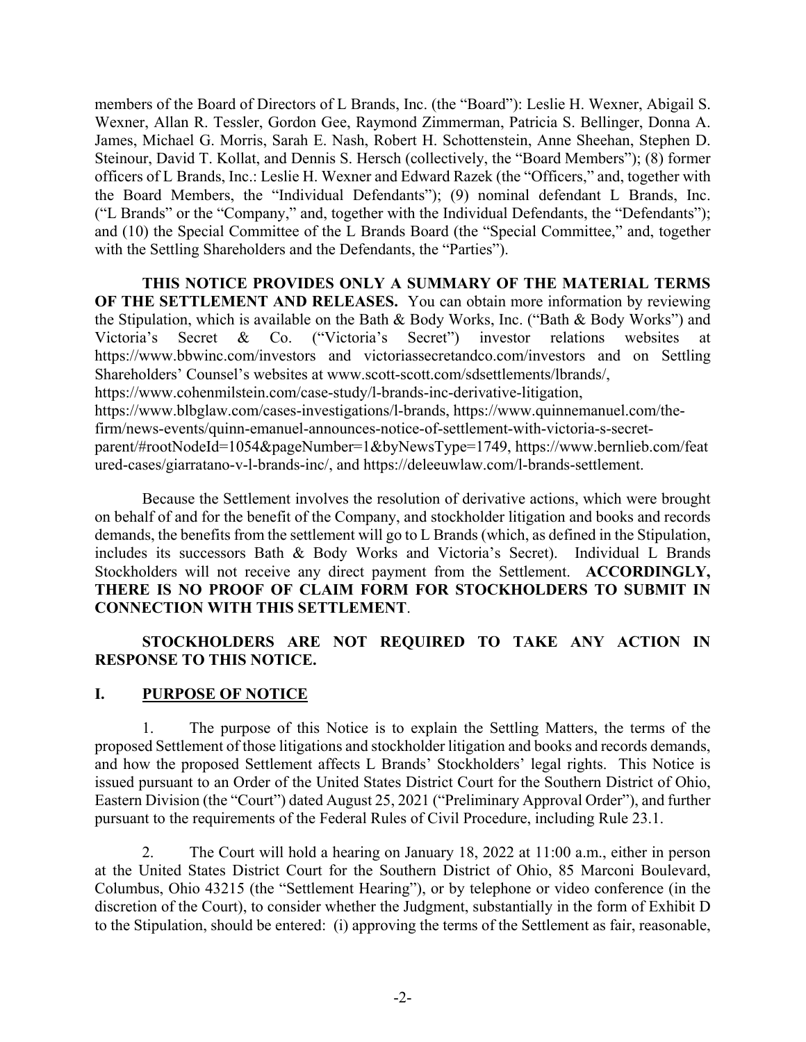members of the Board of Directors of L Brands, Inc. (the "Board"): Leslie H. Wexner, Abigail S. Wexner, Allan R. Tessler, Gordon Gee, Raymond Zimmerman, Patricia S. Bellinger, Donna A. James, Michael G. Morris, Sarah E. Nash, Robert H. Schottenstein, Anne Sheehan, Stephen D. Steinour, David T. Kollat, and Dennis S. Hersch (collectively, the "Board Members"); (8) former officers of L Brands, Inc.: Leslie H. Wexner and Edward Razek (the "Officers," and, together with the Board Members, the "Individual Defendants"); (9) nominal defendant L Brands, Inc. ("L Brands" or the "Company," and, together with the Individual Defendants, the "Defendants"); and (10) the Special Committee of the L Brands Board (the "Special Committee," and, together with the Settling Shareholders and the Defendants, the "Parties").

**THIS NOTICE PROVIDES ONLY A SUMMARY OF THE MATERIAL TERMS OF THE SETTLEMENT AND RELEASES.** You can obtain more information by reviewing the Stipulation, which is available on the Bath & Body Works, Inc. ("Bath & Body Works") and Victoria's Secret & Co. ("Victoria's Secret") investor relations websites at https://www.bbwinc.com/investors and victoriassecretandco.com/investors and on Settling Shareholders' Counsel's websites at www.scott-scott.com/sdsettlements/lbrands/, https://www.cohenmilstein.com/case-study/l-brands-inc-derivative-litigation, https://www.blbglaw.com/cases-investigations/l-brands, https://www.quinnemanuel.com/the-firm/news-events/quinn-emanuel-announces-notice-of-settlement-with-victoria-s-secret-parent/#rootNodeId=1054&pageNumber=1&byNewsType=1749, https://www.bernlieb.com/featured-cases/giarratano-v-l-brands-inc/, and https://deleeuwlaw.com/l-brands-settlement.

Because the Settlement involves the resolution of derivative actions, which were brought on behalf of and for the benefit of the Company, and stockholder litigation and books and records demands, the benefits from the settlement will go to L Brands (which, as defined in the Stipulation, includes its successors Bath & Body Works and Victoria's Secret). Individual L Brands Stockholders will not receive any direct payment from the Settlement. **ACCORDINGLY, THERE IS NO PROOF OF CLAIM FORM FOR STOCKHOLDERS TO SUBMIT IN CONNECTION WITH THIS SETTLEMENT**.

**STOCKHOLDERS ARE NOT REQUIRED TO TAKE ANY ACTION IN RESPONSE TO THIS NOTICE.**

## I. PURPOSE OF NOTICE

1. The purpose of this Notice is to explain the Settling Matters, the terms of the proposed Settlement of those litigations and stockholder litigation and books and records demands, and how the proposed Settlement affects L Brands' Stockholders' legal rights. This Notice is issued pursuant to an Order of the United States District Court for the Southern District of Ohio, Eastern Division (the "Court") dated August 25, 2021 ("Preliminary Approval Order"), and further pursuant to the requirements of the Federal Rules of Civil Procedure, including Rule 23.1.

2. The Court will hold a hearing on January 18, 2022 at 11:00 a.m., either in person at the United States District Court for the Southern District of Ohio, 85 Marconi Boulevard, Columbus, Ohio 43215 (the "Settlement Hearing"), or by telephone or video conference (in the discretion of the Court), to consider whether the Judgment, substantially in the form of Exhibit D to the Stipulation, should be entered: (i) approving the terms of the Settlement as fair, reasonable,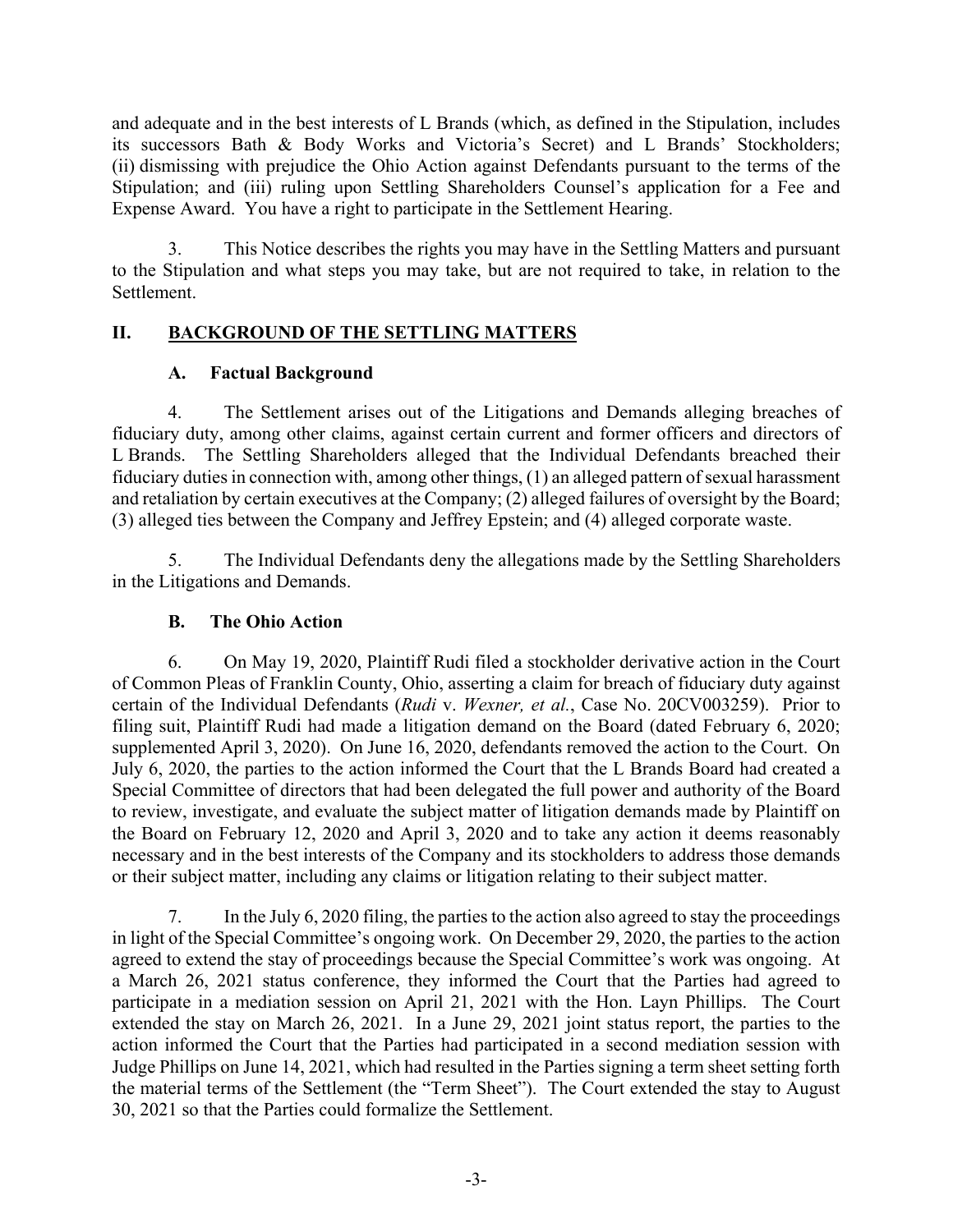and adequate and in the best interests of L Brands (which, as defined in the Stipulation, includes its successors Bath & Body Works and Victoria's Secret) and L Brands' Stockholders; (ii) dismissing with prejudice the Ohio Action against Defendants pursuant to the terms of the Stipulation; and (iii) ruling upon Settling Shareholders Counsel's application for a Fee and Expense Award. You have a right to participate in the Settlement Hearing.

3. This Notice describes the rights you may have in the Settling Matters and pursuant to the Stipulation and what steps you may take, but are not required to take, in relation to the Settlement.

## II. BACKGROUND OF THE SETTLING MATTERS

### A. Factual Background

4. The Settlement arises out of the Litigations and Demands alleging breaches of fiduciary duty, among other claims, against certain current and former officers and directors of L Brands. The Settling Shareholders alleged that the Individual Defendants breached their fiduciary duties in connection with, among other things, (1) an alleged pattern of sexual harassment and retaliation by certain executives at the Company; (2) alleged failures of oversight by the Board; (3) alleged ties between the Company and Jeffrey Epstein; and (4) alleged corporate waste.

5. The Individual Defendants deny the allegations made by the Settling Shareholders in the Litigations and Demands.

### B. The Ohio Action

6. On May 19, 2020, Plaintiff Rudi filed a stockholder derivative action in the Court of Common Pleas of Franklin County, Ohio, asserting a claim for breach of fiduciary duty against certain of the Individual Defendants (*Rudi* v. *Wexner, et al.*, Case No. 20CV003259). Prior to filing suit, Plaintiff Rudi had made a litigation demand on the Board (dated February 6, 2020; supplemented April 3, 2020). On June 16, 2020, defendants removed the action to the Court. On July 6, 2020, the parties to the action informed the Court that the L Brands Board had created a Special Committee of directors that had been delegated the full power and authority of the Board to review, investigate, and evaluate the subject matter of litigation demands made by Plaintiff on the Board on February 12, 2020 and April 3, 2020 and to take any action it deems reasonably necessary and in the best interests of the Company and its stockholders to address those demands or their subject matter, including any claims or litigation relating to their subject matter.

7. In the July 6, 2020 filing, the parties to the action also agreed to stay the proceedings in light of the Special Committee's ongoing work. On December 29, 2020, the parties to the action agreed to extend the stay of proceedings because the Special Committee's work was ongoing. At a March 26, 2021 status conference, they informed the Court that the Parties had agreed to participate in a mediation session on April 21, 2021 with the Hon. Layn Phillips. The Court extended the stay on March 26, 2021. In a June 29, 2021 joint status report, the parties to the action informed the Court that the Parties had participated in a second mediation session with Judge Phillips on June 14, 2021, which had resulted in the Parties signing a term sheet setting forth the material terms of the Settlement (the "Term Sheet"). The Court extended the stay to August 30, 2021 so that the Parties could formalize the Settlement.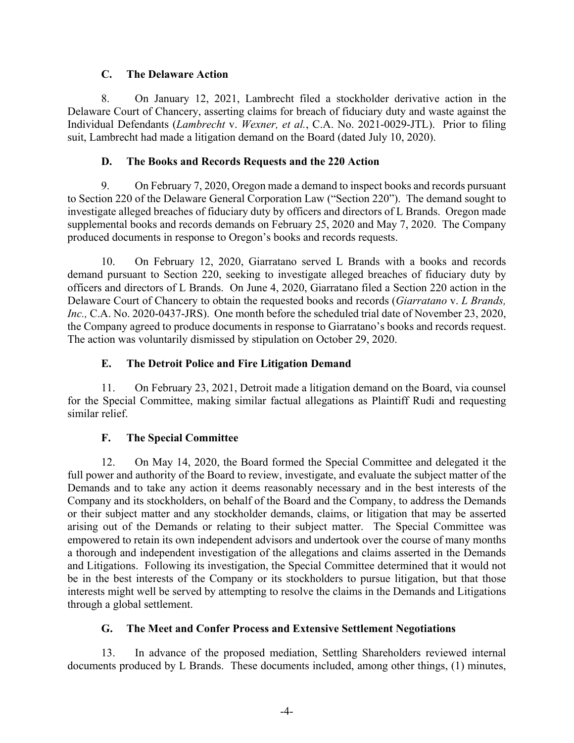### C. The Delaware Action

8. On January 12, 2021, Lambrecht filed a stockholder derivative action in the Delaware Court of Chancery, asserting claims for breach of fiduciary duty and waste against the Individual Defendants (*Lambrecht* v. *Wexner, et al.*, C.A. No. 2021-0029-JTL). Prior to filing suit, Lambrecht had made a litigation demand on the Board (dated July 10, 2020).

### D. The Books and Records Requests and the 220 Action

9. On February 7, 2020, Oregon made a demand to inspect books and records pursuant to Section 220 of the Delaware General Corporation Law ("Section 220"). The demand sought to investigate alleged breaches of fiduciary duty by officers and directors of L Brands. Oregon made supplemental books and records demands on February 25, 2020 and May 7, 2020. The Company produced documents in response to Oregon's books and records requests.

10. On February 12, 2020, Giarratano served L Brands with a books and records demand pursuant to Section 220, seeking to investigate alleged breaches of fiduciary duty by officers and directors of L Brands. On June 4, 2020, Giarratano filed a Section 220 action in the Delaware Court of Chancery to obtain the requested books and records (*Giarratano* v. *L Brands, Inc.,* C.A. No. 2020-0437-JRS). One month before the scheduled trial date of November 23, 2020, the Company agreed to produce documents in response to Giarratano's books and records request. The action was voluntarily dismissed by stipulation on October 29, 2020.

### E. The Detroit Police and Fire Litigation Demand

11. On February 23, 2021, Detroit made a litigation demand on the Board, via counsel for the Special Committee, making similar factual allegations as Plaintiff Rudi and requesting similar relief.

### F. The Special Committee

12. On May 14, 2020, the Board formed the Special Committee and delegated it the full power and authority of the Board to review, investigate, and evaluate the subject matter of the Demands and to take any action it deems reasonably necessary and in the best interests of the Company and its stockholders, on behalf of the Board and the Company, to address the Demands or their subject matter and any stockholder demands, claims, or litigation that may be asserted arising out of the Demands or relating to their subject matter. The Special Committee was empowered to retain its own independent advisors and undertook over the course of many months a thorough and independent investigation of the allegations and claims asserted in the Demands and Litigations. Following its investigation, the Special Committee determined that it would not be in the best interests of the Company or its stockholders to pursue litigation, but that those interests might well be served by attempting to resolve the claims in the Demands and Litigations through a global settlement.

### G. The Meet and Confer Process and Extensive Settlement Negotiations

13. In advance of the proposed mediation, Settling Shareholders reviewed internal documents produced by L Brands. These documents included, among other things, (1) minutes,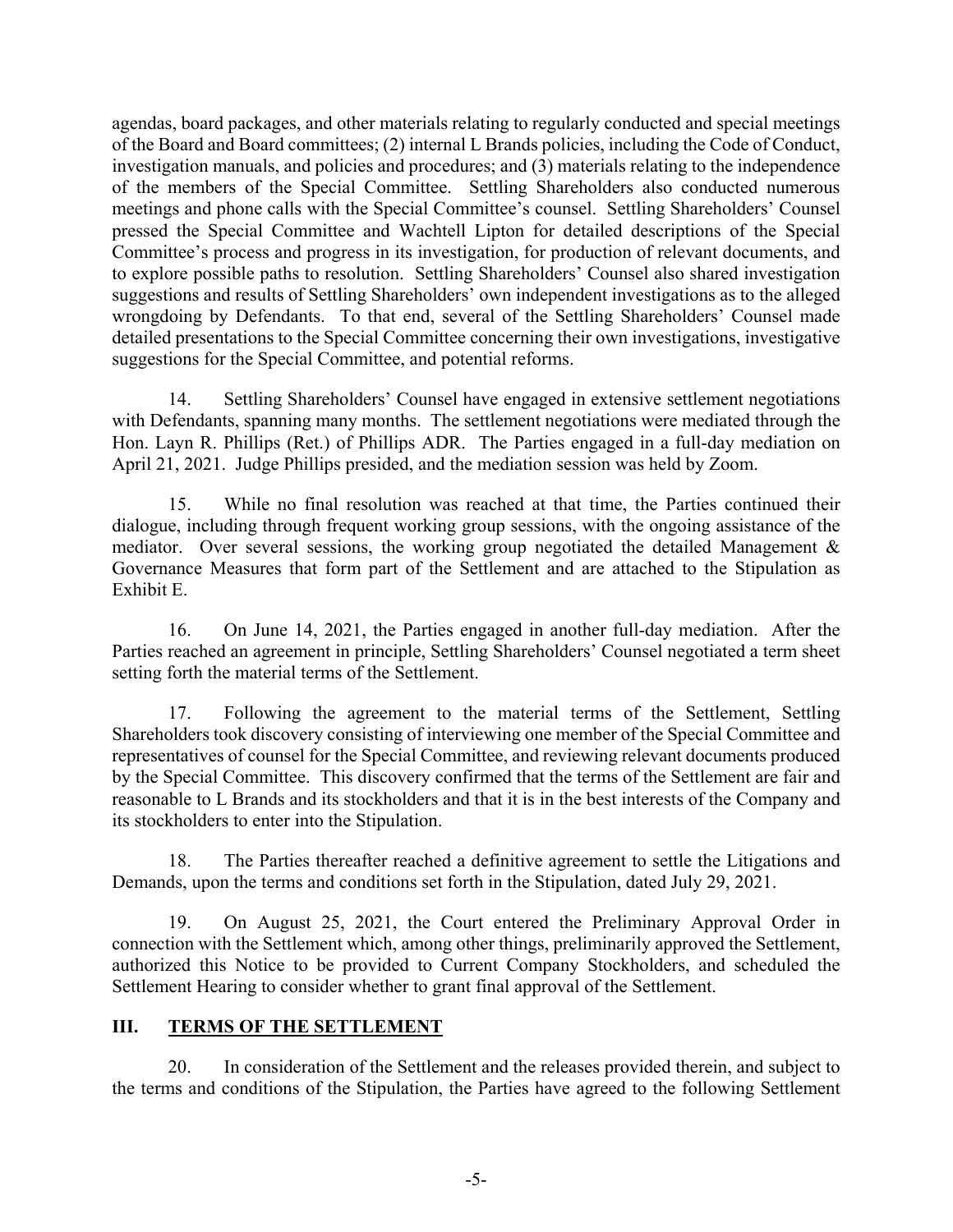agendas, board packages, and other materials relating to regularly conducted and special meetings of the Board and Board committees; (2) internal L Brands policies, including the Code of Conduct, investigation manuals, and policies and procedures; and (3) materials relating to the independence of the members of the Special Committee. Settling Shareholders also conducted numerous meetings and phone calls with the Special Committee's counsel. Settling Shareholders' Counsel pressed the Special Committee and Wachtell Lipton for detailed descriptions of the Special Committee's process and progress in its investigation, for production of relevant documents, and to explore possible paths to resolution. Settling Shareholders' Counsel also shared investigation suggestions and results of Settling Shareholders' own independent investigations as to the alleged wrongdoing by Defendants. To that end, several of the Settling Shareholders' Counsel made detailed presentations to the Special Committee concerning their own investigations, investigative suggestions for the Special Committee, and potential reforms.

14. Settling Shareholders' Counsel have engaged in extensive settlement negotiations with Defendants, spanning many months. The settlement negotiations were mediated through the Hon. Layn R. Phillips (Ret.) of Phillips ADR. The Parties engaged in a full-day mediation on April 21, 2021. Judge Phillips presided, and the mediation session was held by Zoom.

15. While no final resolution was reached at that time, the Parties continued their dialogue, including through frequent working group sessions, with the ongoing assistance of the mediator. Over several sessions, the working group negotiated the detailed Management & Governance Measures that form part of the Settlement and are attached to the Stipulation as Exhibit E.

16. On June 14, 2021, the Parties engaged in another full-day mediation. After the Parties reached an agreement in principle, Settling Shareholders' Counsel negotiated a term sheet setting forth the material terms of the Settlement.

17. Following the agreement to the material terms of the Settlement, Settling Shareholders took discovery consisting of interviewing one member of the Special Committee and representatives of counsel for the Special Committee, and reviewing relevant documents produced by the Special Committee. This discovery confirmed that the terms of the Settlement are fair and reasonable to L Brands and its stockholders and that it is in the best interests of the Company and its stockholders to enter into the Stipulation.

18. The Parties thereafter reached a definitive agreement to settle the Litigations and Demands, upon the terms and conditions set forth in the Stipulation, dated July 29, 2021.

19. On August 25, 2021, the Court entered the Preliminary Approval Order in connection with the Settlement which, among other things, preliminarily approved the Settlement, authorized this Notice to be provided to Current Company Stockholders, and scheduled the Settlement Hearing to consider whether to grant final approval of the Settlement.

## III. TERMS OF THE SETTLEMENT

20. In consideration of the Settlement and the releases provided therein, and subject to the terms and conditions of the Stipulation, the Parties have agreed to the following Settlement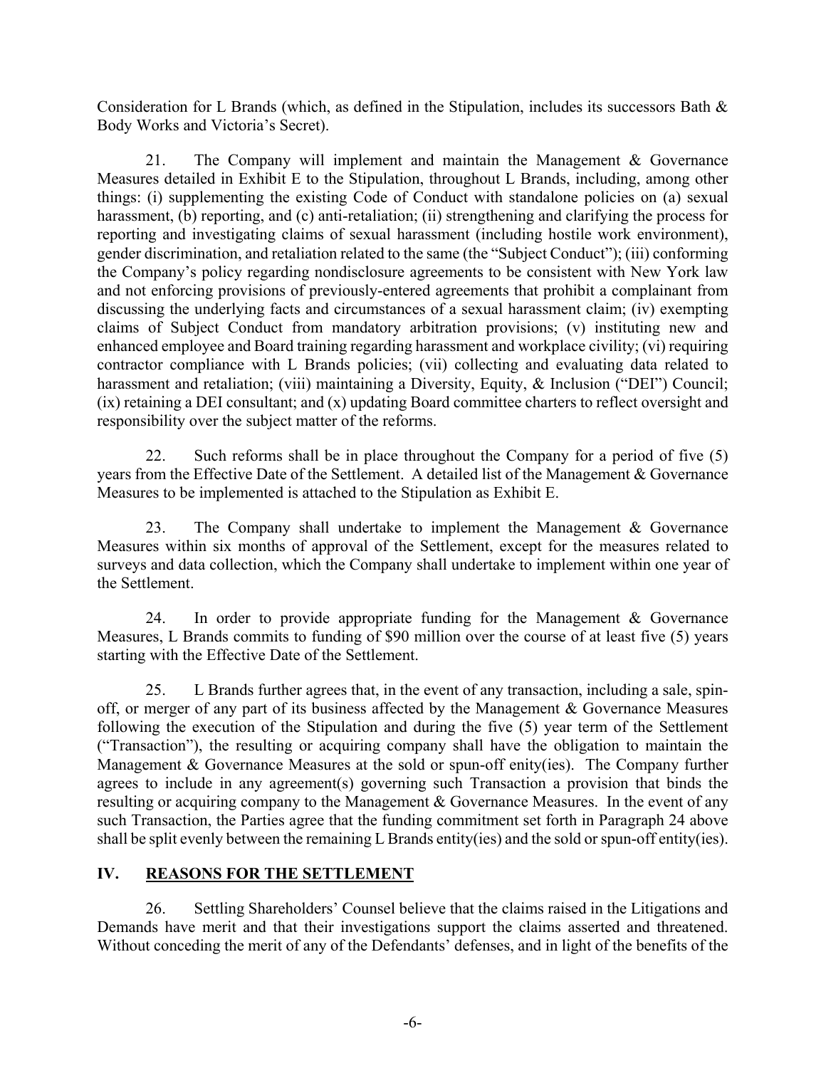Consideration for L Brands (which, as defined in the Stipulation, includes its successors Bath & Body Works and Victoria's Secret).

21. The Company will implement and maintain the Management & Governance Measures detailed in Exhibit E to the Stipulation, throughout L Brands, including, among other things: (i) supplementing the existing Code of Conduct with standalone policies on (a) sexual harassment, (b) reporting, and (c) anti-retaliation; (ii) strengthening and clarifying the process for reporting and investigating claims of sexual harassment (including hostile work environment), gender discrimination, and retaliation related to the same (the "Subject Conduct"); (iii) conforming the Company's policy regarding nondisclosure agreements to be consistent with New York law and not enforcing provisions of previously-entered agreements that prohibit a complainant from discussing the underlying facts and circumstances of a sexual harassment claim; (iv) exempting claims of Subject Conduct from mandatory arbitration provisions; (v) instituting new and enhanced employee and Board training regarding harassment and workplace civility; (vi) requiring contractor compliance with L Brands policies; (vii) collecting and evaluating data related to harassment and retaliation; (viii) maintaining a Diversity, Equity, & Inclusion ("DEI") Council; (ix) retaining a DEI consultant; and (x) updating Board committee charters to reflect oversight and responsibility over the subject matter of the reforms.

22. Such reforms shall be in place throughout the Company for a period of five (5) years from the Effective Date of the Settlement. A detailed list of the Management & Governance Measures to be implemented is attached to the Stipulation as Exhibit E.

23. The Company shall undertake to implement the Management & Governance Measures within six months of approval of the Settlement, except for the measures related to surveys and data collection, which the Company shall undertake to implement within one year of the Settlement.

24. In order to provide appropriate funding for the Management & Governance Measures, L Brands commits to funding of $90 million over the course of at least five (5) years starting with the Effective Date of the Settlement.

25. L Brands further agrees that, in the event of any transaction, including a sale, spin-off, or merger of any part of its business affected by the Management & Governance Measures following the execution of the Stipulation and during the five (5) year term of the Settlement ("Transaction"), the resulting or acquiring company shall have the obligation to maintain the Management & Governance Measures at the sold or spun-off enity(ies). The Company further agrees to include in any agreement(s) governing such Transaction a provision that binds the resulting or acquiring company to the Management & Governance Measures. In the event of any such Transaction, the Parties agree that the funding commitment set forth in Paragraph 24 above shall be split evenly between the remaining L Brands entity(ies) and the sold or spun-off entity(ies).

## IV. REASONS FOR THE SETTLEMENT

26. Settling Shareholders' Counsel believe that the claims raised in the Litigations and Demands have merit and that their investigations support the claims asserted and threatened. Without conceding the merit of any of the Defendants' defenses, and in light of the benefits of the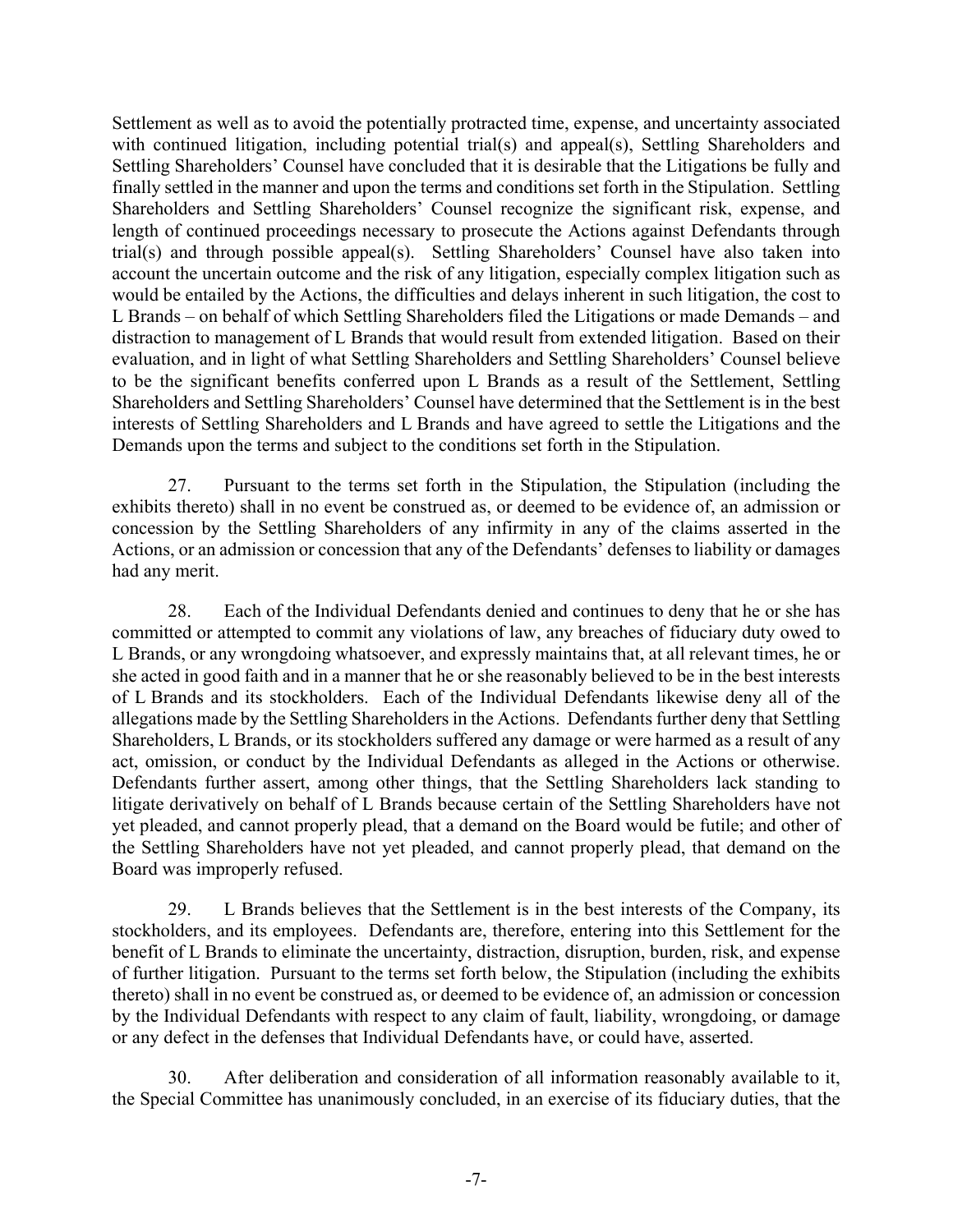Settlement as well as to avoid the potentially protracted time, expense, and uncertainty associated with continued litigation, including potential trial(s) and appeal(s), Settling Shareholders and Settling Shareholders' Counsel have concluded that it is desirable that the Litigations be fully and finally settled in the manner and upon the terms and conditions set forth in the Stipulation. Settling Shareholders and Settling Shareholders' Counsel recognize the significant risk, expense, and length of continued proceedings necessary to prosecute the Actions against Defendants through trial(s) and through possible appeal(s). Settling Shareholders' Counsel have also taken into account the uncertain outcome and the risk of any litigation, especially complex litigation such as would be entailed by the Actions, the difficulties and delays inherent in such litigation, the cost to L Brands – on behalf of which Settling Shareholders filed the Litigations or made Demands – and distraction to management of L Brands that would result from extended litigation. Based on their evaluation, and in light of what Settling Shareholders and Settling Shareholders' Counsel believe to be the significant benefits conferred upon L Brands as a result of the Settlement, Settling Shareholders and Settling Shareholders' Counsel have determined that the Settlement is in the best interests of Settling Shareholders and L Brands and have agreed to settle the Litigations and the Demands upon the terms and subject to the conditions set forth in the Stipulation.

27. Pursuant to the terms set forth in the Stipulation, the Stipulation (including the exhibits thereto) shall in no event be construed as, or deemed to be evidence of, an admission or concession by the Settling Shareholders of any infirmity in any of the claims asserted in the Actions, or an admission or concession that any of the Defendants' defenses to liability or damages had any merit.

28. Each of the Individual Defendants denied and continues to deny that he or she has committed or attempted to commit any violations of law, any breaches of fiduciary duty owed to L Brands, or any wrongdoing whatsoever, and expressly maintains that, at all relevant times, he or she acted in good faith and in a manner that he or she reasonably believed to be in the best interests of L Brands and its stockholders. Each of the Individual Defendants likewise deny all of the allegations made by the Settling Shareholders in the Actions. Defendants further deny that Settling Shareholders, L Brands, or its stockholders suffered any damage or were harmed as a result of any act, omission, or conduct by the Individual Defendants as alleged in the Actions or otherwise. Defendants further assert, among other things, that the Settling Shareholders lack standing to litigate derivatively on behalf of L Brands because certain of the Settling Shareholders have not yet pleaded, and cannot properly plead, that a demand on the Board would be futile; and other of the Settling Shareholders have not yet pleaded, and cannot properly plead, that demand on the Board was improperly refused.

29. L Brands believes that the Settlement is in the best interests of the Company, its stockholders, and its employees. Defendants are, therefore, entering into this Settlement for the benefit of L Brands to eliminate the uncertainty, distraction, disruption, burden, risk, and expense of further litigation. Pursuant to the terms set forth below, the Stipulation (including the exhibits thereto) shall in no event be construed as, or deemed to be evidence of, an admission or concession by the Individual Defendants with respect to any claim of fault, liability, wrongdoing, or damage or any defect in the defenses that Individual Defendants have, or could have, asserted.

30. After deliberation and consideration of all information reasonably available to it, the Special Committee has unanimously concluded, in an exercise of its fiduciary duties, that the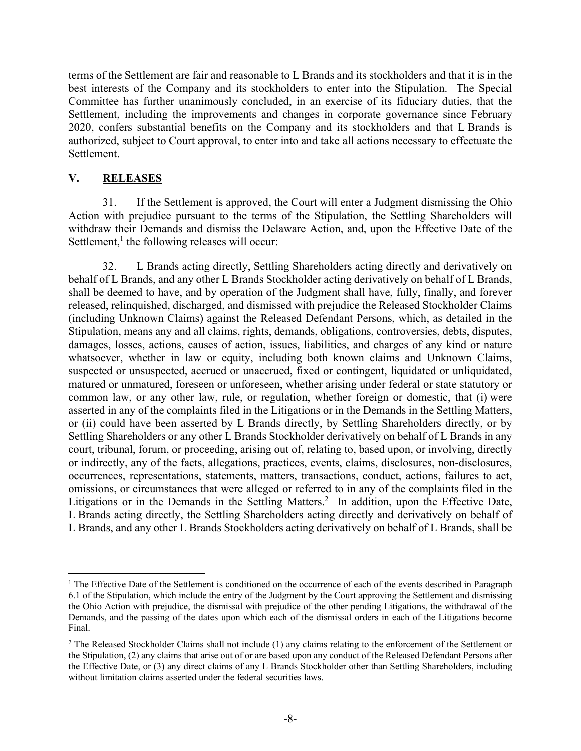terms of the Settlement are fair and reasonable to L Brands and its stockholders and that it is in the best interests of the Company and its stockholders to enter into the Stipulation. The Special Committee has further unanimously concluded, in an exercise of its fiduciary duties, that the Settlement, including the improvements and changes in corporate governance since February 2020, confers substantial benefits on the Company and its stockholders and that L Brands is authorized, subject to Court approval, to enter into and take all actions necessary to effectuate the Settlement.

## V. **RELEASES**

31. If the Settlement is approved, the Court will enter a Judgment dismissing the Ohio Action with prejudice pursuant to the terms of the Stipulation, the Settling Shareholders will withdraw their Demands and dismiss the Delaware Action, and, upon the Effective Date of the Settlement,[1] the following releases will occur:

32. L Brands acting directly, Settling Shareholders acting directly and derivatively on behalf of L Brands, and any other L Brands Stockholder acting derivatively on behalf of L Brands, shall be deemed to have, and by operation of the Judgment shall have, fully, finally, and forever released, relinquished, discharged, and dismissed with prejudice the Released Stockholder Claims (including Unknown Claims) against the Released Defendant Persons, which, as detailed in the Stipulation, means any and all claims, rights, demands, obligations, controversies, debts, disputes, damages, losses, actions, causes of action, issues, liabilities, and charges of any kind or nature whatsoever, whether in law or equity, including both known claims and Unknown Claims, suspected or unsuspected, accrued or unaccrued, fixed or contingent, liquidated or unliquidated, matured or unmatured, foreseen or unforeseen, whether arising under federal or state statutory or common law, or any other law, rule, or regulation, whether foreign or domestic, that (i) were asserted in any of the complaints filed in the Litigations or in the Demands in the Settling Matters, or (ii) could have been asserted by L Brands directly, by Settling Shareholders directly, or by Settling Shareholders or any other L Brands Stockholder derivatively on behalf of L Brands in any court, tribunal, forum, or proceeding, arising out of, relating to, based upon, or involving, directly or indirectly, any of the facts, allegations, practices, events, claims, disclosures, non-disclosures, occurrences, representations, statements, matters, transactions, conduct, actions, failures to act, omissions, or circumstances that were alleged or referred to in any of the complaints filed in the Litigations or in the Demands in the Settling Matters.[2] In addition, upon the Effective Date, L Brands acting directly, the Settling Shareholders acting directly and derivatively on behalf of L Brands, and any other L Brands Stockholders acting derivatively on behalf of L Brands, shall be

[1] The Effective Date of the Settlement is conditioned on the occurrence of each of the events described in Paragraph 6.1 of the Stipulation, which include the entry of the Judgment by the Court approving the Settlement and dismissing the Ohio Action with prejudice, the dismissal with prejudice of the other pending Litigations, the withdrawal of the Demands, and the passing of the dates upon which each of the dismissal orders in each of the Litigations become Final.

[2] The Released Stockholder Claims shall not include (1) any claims relating to the enforcement of the Settlement or the Stipulation, (2) any claims that arise out of or are based upon any conduct of the Released Defendant Persons after the Effective Date, or (3) any direct claims of any L Brands Stockholder other than Settling Shareholders, including without limitation claims asserted under the federal securities laws.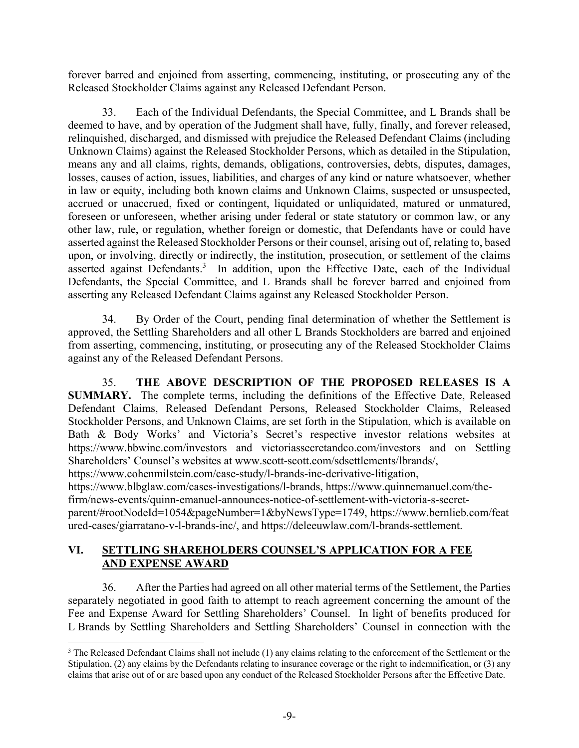forever barred and enjoined from asserting, commencing, instituting, or prosecuting any of the Released Stockholder Claims against any Released Defendant Person.

33. Each of the Individual Defendants, the Special Committee, and L Brands shall be deemed to have, and by operation of the Judgment shall have, fully, finally, and forever released, relinquished, discharged, and dismissed with prejudice the Released Defendant Claims (including Unknown Claims) against the Released Stockholder Persons, which as detailed in the Stipulation, means any and all claims, rights, demands, obligations, controversies, debts, disputes, damages, losses, causes of action, issues, liabilities, and charges of any kind or nature whatsoever, whether in law or equity, including both known claims and Unknown Claims, suspected or unsuspected, accrued or unaccrued, fixed or contingent, liquidated or unliquidated, matured or unmatured, foreseen or unforeseen, whether arising under federal or state statutory or common law, or any other law, rule, or regulation, whether foreign or domestic, that Defendants have or could have asserted against the Released Stockholder Persons or their counsel, arising out of, relating to, based upon, or involving, directly or indirectly, the institution, prosecution, or settlement of the claims asserted against Defendants.[3] In addition, upon the Effective Date, each of the Individual Defendants, the Special Committee, and L Brands shall be forever barred and enjoined from asserting any Released Defendant Claims against any Released Stockholder Person.

34. By Order of the Court, pending final determination of whether the Settlement is approved, the Settling Shareholders and all other L Brands Stockholders are barred and enjoined from asserting, commencing, instituting, or prosecuting any of the Released Stockholder Claims against any of the Released Defendant Persons.

35. **THE ABOVE DESCRIPTION OF THE PROPOSED RELEASES IS A SUMMARY.** The complete terms, including the definitions of the Effective Date, Released Defendant Claims, Released Defendant Persons, Released Stockholder Claims, Released Stockholder Persons, and Unknown Claims, are set forth in the Stipulation, which is available on Bath & Body Works' and Victoria's Secret's respective investor relations websites at https://www.bbwinc.com/investors and victoriassecretandco.com/investors and on Settling Shareholders' Counsel's websites at www.scott-scott.com/sdsettlements/lbrands/, https://www.cohenmilstein.com/case-study/l-brands-inc-derivative-litigation, https://www.blbglaw.com/cases-investigations/l-brands, https://www.quinnemanuel.com/the-firm/news-events/quinn-emanuel-announces-notice-of-settlement-with-victoria-s-secret-parent/#rootNodeId=1054&pageNumber=1&byNewsType=1749, https://www.bernlieb.com/featured-cases/giarratano-v-l-brands-inc/, and https://deleeuwlaw.com/l-brands-settlement.

## VI. SETTLING SHAREHOLDERS COUNSEL'S APPLICATION FOR A FEE AND EXPENSE AWARD

36. After the Parties had agreed on all other material terms of the Settlement, the Parties separately negotiated in good faith to attempt to reach agreement concerning the amount of the Fee and Expense Award for Settling Shareholders' Counsel. In light of benefits produced for L Brands by Settling Shareholders and Settling Shareholders' Counsel in connection with the

[3] The Released Defendant Claims shall not include (1) any claims relating to the enforcement of the Settlement or the Stipulation, (2) any claims by the Defendants relating to insurance coverage or the right to indemnification, or (3) any claims that arise out of or are based upon any conduct of the Released Stockholder Persons after the Effective Date.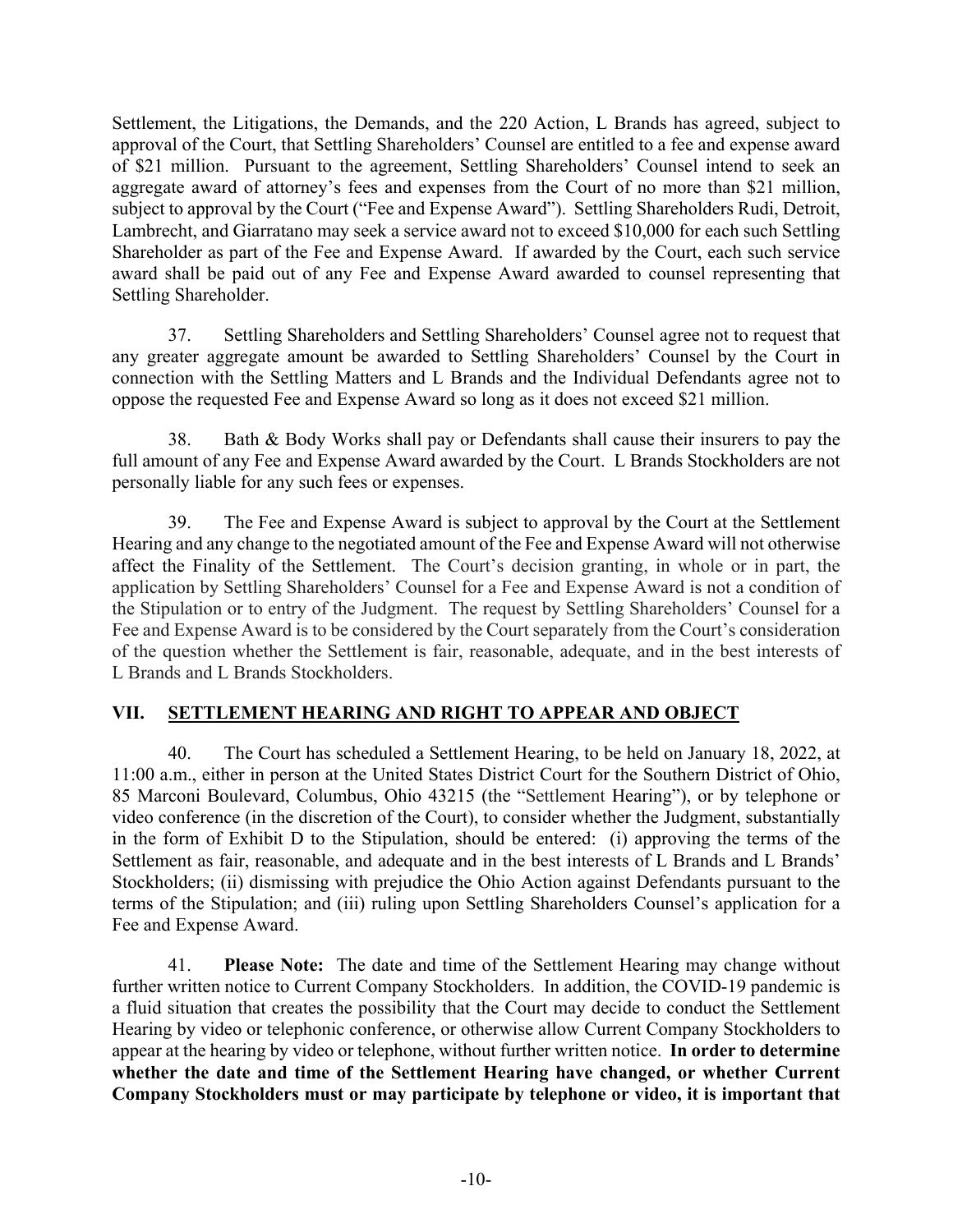Settlement, the Litigations, the Demands, and the 220 Action, L Brands has agreed, subject to approval of the Court, that Settling Shareholders' Counsel are entitled to a fee and expense award of $21 million. Pursuant to the agreement, Settling Shareholders' Counsel intend to seek an aggregate award of attorney's fees and expenses from the Court of no more than $21 million, subject to approval by the Court ("Fee and Expense Award"). Settling Shareholders Rudi, Detroit, Lambrecht, and Giarratano may seek a service award not to exceed $10,000 for each such Settling Shareholder as part of the Fee and Expense Award. If awarded by the Court, each such service award shall be paid out of any Fee and Expense Award awarded to counsel representing that Settling Shareholder.

37. Settling Shareholders and Settling Shareholders' Counsel agree not to request that any greater aggregate amount be awarded to Settling Shareholders' Counsel by the Court in connection with the Settling Matters and L Brands and the Individual Defendants agree not to oppose the requested Fee and Expense Award so long as it does not exceed $21 million.

38. Bath & Body Works shall pay or Defendants shall cause their insurers to pay the full amount of any Fee and Expense Award awarded by the Court. L Brands Stockholders are not personally liable for any such fees or expenses.

39. The Fee and Expense Award is subject to approval by the Court at the Settlement Hearing and any change to the negotiated amount of the Fee and Expense Award will not otherwise affect the Finality of the Settlement. The Court's decision granting, in whole or in part, the application by Settling Shareholders' Counsel for a Fee and Expense Award is not a condition of the Stipulation or to entry of the Judgment. The request by Settling Shareholders' Counsel for a Fee and Expense Award is to be considered by the Court separately from the Court's consideration of the question whether the Settlement is fair, reasonable, adequate, and in the best interests of L Brands and L Brands Stockholders.

## VII. SETTLEMENT HEARING AND RIGHT TO APPEAR AND OBJECT

40. The Court has scheduled a Settlement Hearing, to be held on January 18, 2022, at 11:00 a.m., either in person at the United States District Court for the Southern District of Ohio, 85 Marconi Boulevard, Columbus, Ohio 43215 (the "Settlement Hearing"), or by telephone or video conference (in the discretion of the Court), to consider whether the Judgment, substantially in the form of Exhibit D to the Stipulation, should be entered: (i) approving the terms of the Settlement as fair, reasonable, and adequate and in the best interests of L Brands and L Brands' Stockholders; (ii) dismissing with prejudice the Ohio Action against Defendants pursuant to the terms of the Stipulation; and (iii) ruling upon Settling Shareholders Counsel's application for a Fee and Expense Award.

41. **Please Note:** The date and time of the Settlement Hearing may change without further written notice to Current Company Stockholders. In addition, the COVID-19 pandemic is a fluid situation that creates the possibility that the Court may decide to conduct the Settlement Hearing by video or telephonic conference, or otherwise allow Current Company Stockholders to appear at the hearing by video or telephone, without further written notice. **In order to determine whether the date and time of the Settlement Hearing have changed, or whether Current Company Stockholders must or may participate by telephone or video, it is important that**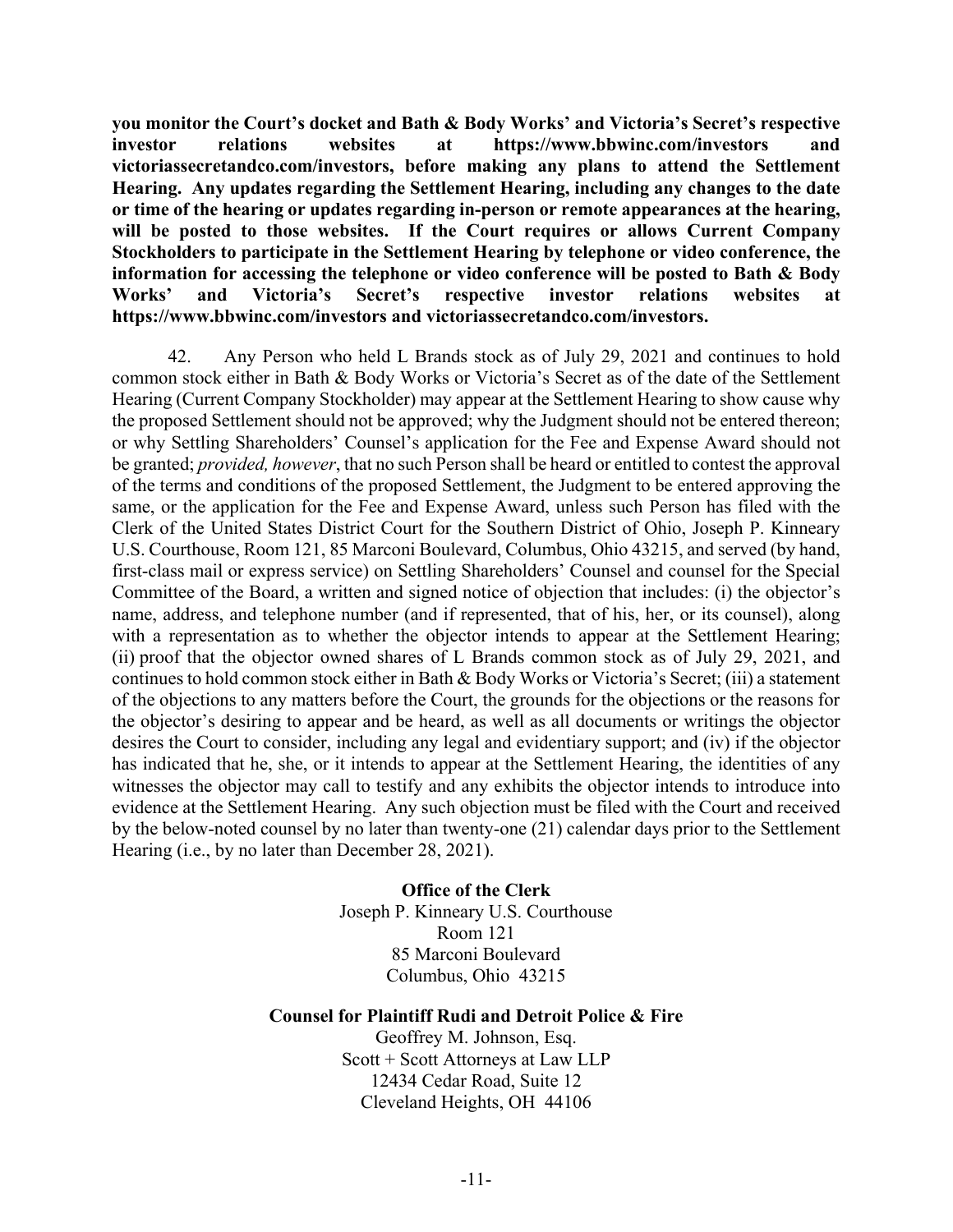**you monitor the Court's docket and Bath & Body Works' and Victoria's Secret's respective investor relations websites at https://www.bbwinc.com/investors and victoriassecretandco.com/investors, before making any plans to attend the Settlement Hearing. Any updates regarding the Settlement Hearing, including any changes to the date or time of the hearing or updates regarding in-person or remote appearances at the hearing, will be posted to those websites. If the Court requires or allows Current Company Stockholders to participate in the Settlement Hearing by telephone or video conference, the information for accessing the telephone or video conference will be posted to Bath & Body Works' and Victoria's Secret's respective investor relations websites at https://www.bbwinc.com/investors and victoriassecretandco.com/investors.**

42. Any Person who held L Brands stock as of July 29, 2021 and continues to hold common stock either in Bath & Body Works or Victoria's Secret as of the date of the Settlement Hearing (Current Company Stockholder) may appear at the Settlement Hearing to show cause why the proposed Settlement should not be approved; why the Judgment should not be entered thereon; or why Settling Shareholders' Counsel's application for the Fee and Expense Award should not be granted; *provided, however*, that no such Person shall be heard or entitled to contest the approval of the terms and conditions of the proposed Settlement, the Judgment to be entered approving the same, or the application for the Fee and Expense Award, unless such Person has filed with the Clerk of the United States District Court for the Southern District of Ohio, Joseph P. Kinneary U.S. Courthouse, Room 121, 85 Marconi Boulevard, Columbus, Ohio 43215, and served (by hand, first-class mail or express service) on Settling Shareholders' Counsel and counsel for the Special Committee of the Board, a written and signed notice of objection that includes: (i) the objector's name, address, and telephone number (and if represented, that of his, her, or its counsel), along with a representation as to whether the objector intends to appear at the Settlement Hearing; (ii) proof that the objector owned shares of L Brands common stock as of July 29, 2021, and continues to hold common stock either in Bath & Body Works or Victoria's Secret; (iii) a statement of the objections to any matters before the Court, the grounds for the objections or the reasons for the objector's desiring to appear and be heard, as well as all documents or writings the objector desires the Court to consider, including any legal and evidentiary support; and (iv) if the objector has indicated that he, she, or it intends to appear at the Settlement Hearing, the identities of any witnesses the objector may call to testify and any exhibits the objector intends to introduce into evidence at the Settlement Hearing. Any such objection must be filed with the Court and received by the below-noted counsel by no later than twenty-one (21) calendar days prior to the Settlement Hearing (i.e., by no later than December 28, 2021).

**Office of the Clerk**
Joseph P. Kinneary U.S. Courthouse
Room 121
85 Marconi Boulevard
Columbus, Ohio 43215

**Counsel for Plaintiff Rudi and Detroit Police & Fire**
Geoffrey M. Johnson, Esq.
Scott + Scott Attorneys at Law LLP
12434 Cedar Road, Suite 12
Cleveland Heights, OH 44106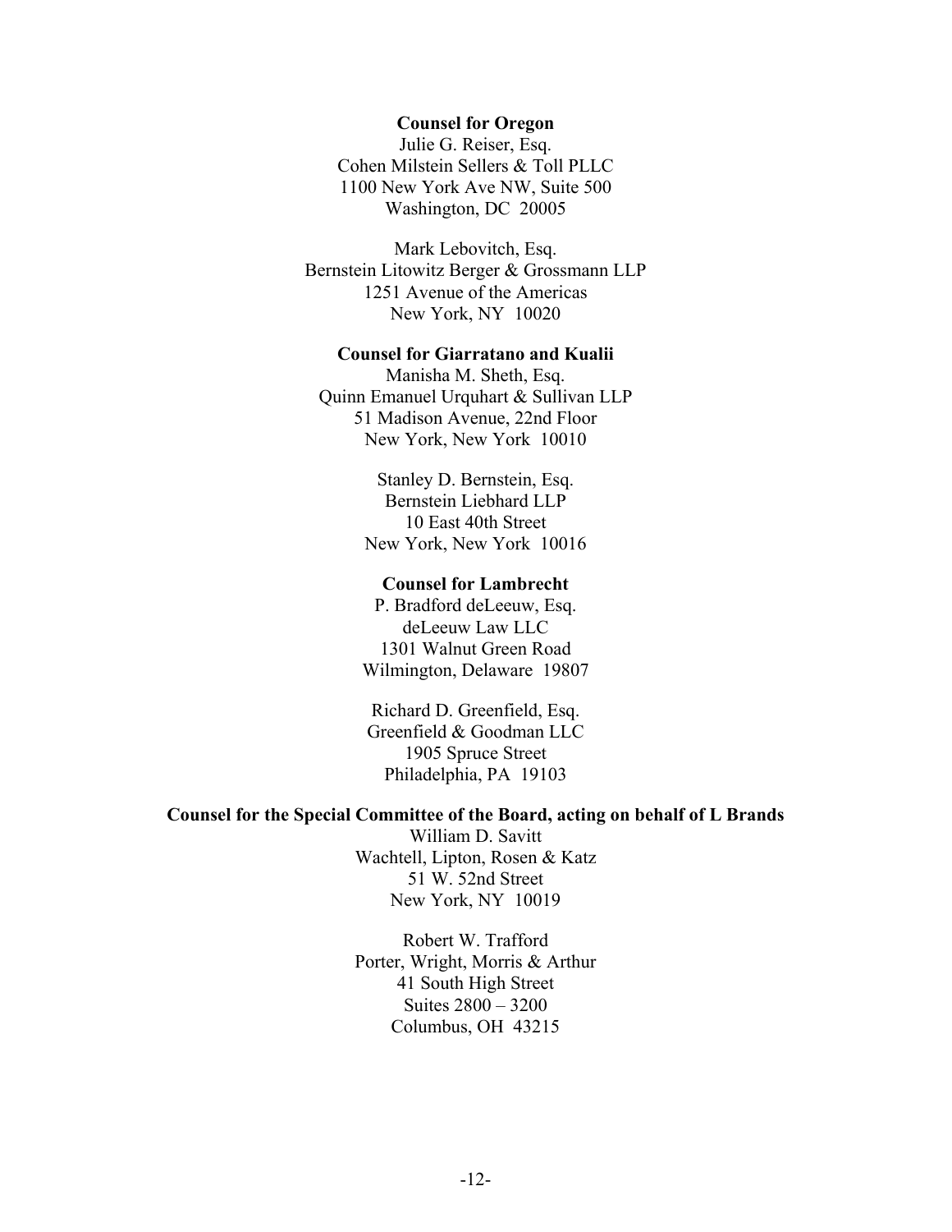**Counsel for Oregon**

Julie G. Reiser, Esq.
Cohen Milstein Sellers & Toll PLLC
1100 New York Ave NW, Suite 500
Washington, DC 20005

Mark Lebovitch, Esq.
Bernstein Litowitz Berger & Grossmann LLP
1251 Avenue of the Americas
New York, NY 10020

**Counsel for Giarratano and Kualii**

Manisha M. Sheth, Esq.
Quinn Emanuel Urquhart & Sullivan LLP
51 Madison Avenue, 22nd Floor
New York, New York 10010

Stanley D. Bernstein, Esq.
Bernstein Liebhard LLP
10 East 40th Street
New York, New York 10016

**Counsel for Lambrecht**

P. Bradford deLeeuw, Esq.
deLeeuw Law LLC
1301 Walnut Green Road
Wilmington, Delaware 19807

Richard D. Greenfield, Esq.
Greenfield & Goodman LLC
1905 Spruce Street
Philadelphia, PA 19103

**Counsel for the Special Committee of the Board, acting on behalf of L Brands**

William D. Savitt
Wachtell, Lipton, Rosen & Katz
51 W. 52nd Street
New York, NY 10019

Robert W. Trafford
Porter, Wright, Morris & Arthur
41 South High Street
Suites 2800 – 3200
Columbus, OH 43215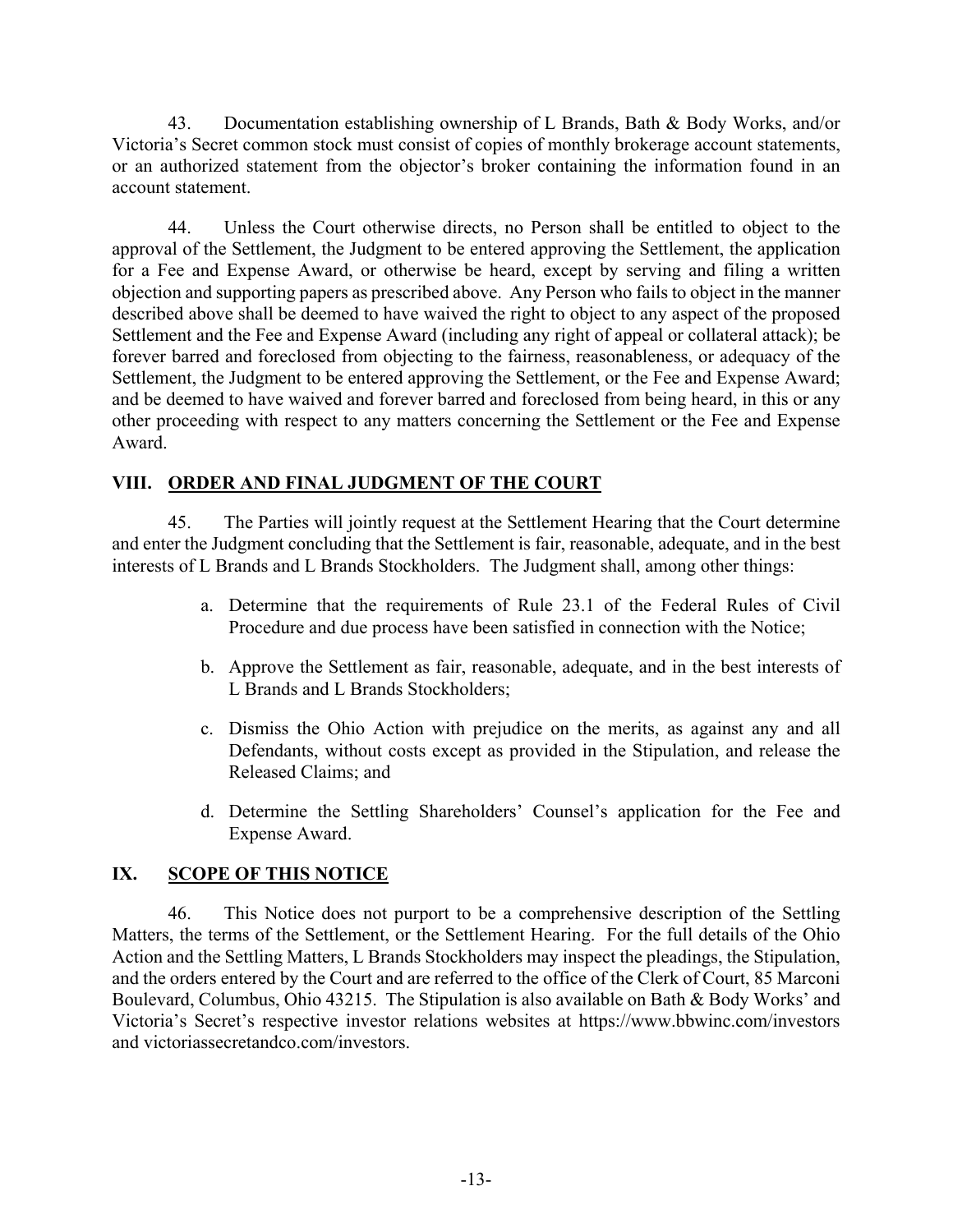43. Documentation establishing ownership of L Brands, Bath & Body Works, and/or Victoria's Secret common stock must consist of copies of monthly brokerage account statements, or an authorized statement from the objector's broker containing the information found in an account statement.

44. Unless the Court otherwise directs, no Person shall be entitled to object to the approval of the Settlement, the Judgment to be entered approving the Settlement, the application for a Fee and Expense Award, or otherwise be heard, except by serving and filing a written objection and supporting papers as prescribed above. Any Person who fails to object in the manner described above shall be deemed to have waived the right to object to any aspect of the proposed Settlement and the Fee and Expense Award (including any right of appeal or collateral attack); be forever barred and foreclosed from objecting to the fairness, reasonableness, or adequacy of the Settlement, the Judgment to be entered approving the Settlement, or the Fee and Expense Award; and be deemed to have waived and forever barred and foreclosed from being heard, in this or any other proceeding with respect to any matters concerning the Settlement or the Fee and Expense Award.

## VIII. ORDER AND FINAL JUDGMENT OF THE COURT

45. The Parties will jointly request at the Settlement Hearing that the Court determine and enter the Judgment concluding that the Settlement is fair, reasonable, adequate, and in the best interests of L Brands and L Brands Stockholders. The Judgment shall, among other things:

a. Determine that the requirements of Rule 23.1 of the Federal Rules of Civil Procedure and due process have been satisfied in connection with the Notice;

b. Approve the Settlement as fair, reasonable, adequate, and in the best interests of L Brands and L Brands Stockholders;

c. Dismiss the Ohio Action with prejudice on the merits, as against any and all Defendants, without costs except as provided in the Stipulation, and release the Released Claims; and

d. Determine the Settling Shareholders' Counsel's application for the Fee and Expense Award.

## IX. SCOPE OF THIS NOTICE

46. This Notice does not purport to be a comprehensive description of the Settling Matters, the terms of the Settlement, or the Settlement Hearing. For the full details of the Ohio Action and the Settling Matters, L Brands Stockholders may inspect the pleadings, the Stipulation, and the orders entered by the Court and are referred to the office of the Clerk of Court, 85 Marconi Boulevard, Columbus, Ohio 43215. The Stipulation is also available on Bath & Body Works' and Victoria's Secret's respective investor relations websites at https://www.bbwinc.com/investors and victoriassecretandco.com/investors.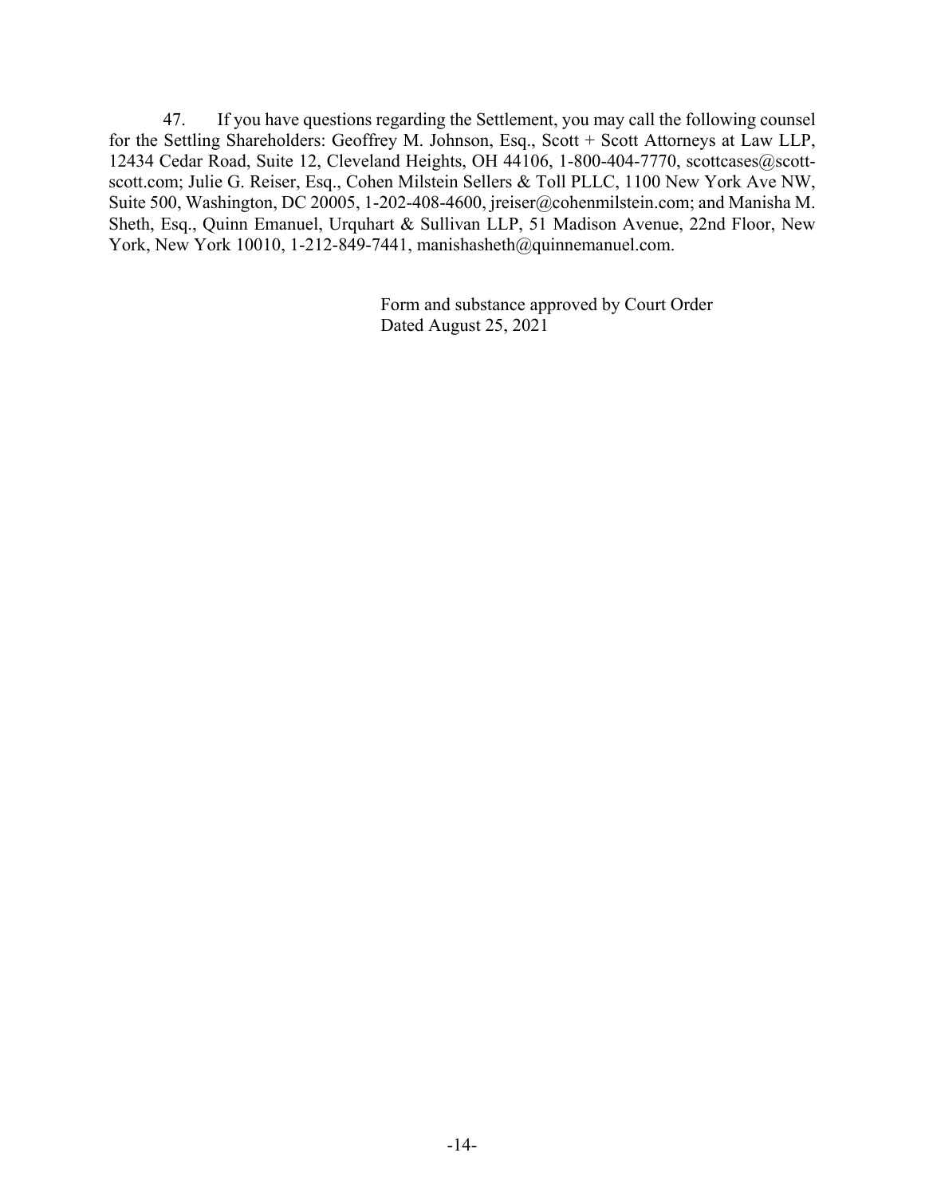47. If you have questions regarding the Settlement, you may call the following counsel for the Settling Shareholders: Geoffrey M. Johnson, Esq., Scott + Scott Attorneys at Law LLP, 12434 Cedar Road, Suite 12, Cleveland Heights, OH 44106, 1-800-404-7770, scottcases@scott-scott.com; Julie G. Reiser, Esq., Cohen Milstein Sellers & Toll PLLC, 1100 New York Ave NW, Suite 500, Washington, DC 20005, 1-202-408-4600, jreiser@cohenmilstein.com; and Manisha M. Sheth, Esq., Quinn Emanuel, Urquhart & Sullivan LLP, 51 Madison Avenue, 22nd Floor, New York, New York 10010, 1-212-849-7441, manishasheth@quinnemanuel.com.

Form and substance approved by Court Order
Dated August 25, 2021